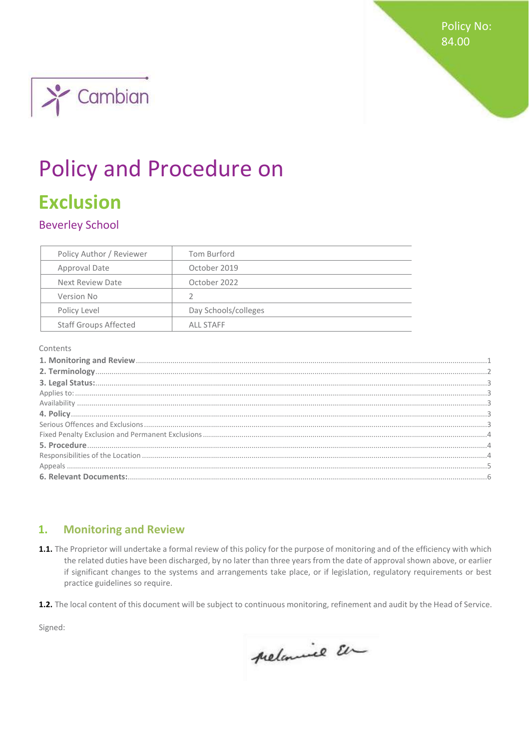Policy No: 84.00

Cambian

# Policy and Procedure on

# Exclusion

## Beverley School

| Policy Author / Reviewer | Tom Burford |
|---|---|
| Approval Date | October 2019 |
| Next Review Date | October 2022 |
| Version No | 2 |
| Policy Level | Day Schools/colleges |
| Staff Groups Affected | ALL STAFF |

Contents

**1. Monitoring and Review** .......... 1
**2. Terminology** .......... 2
**3. Legal Status:** .......... 3
Applies to: .......... 3
Availability .......... 3
**4. Policy** .......... 3
Serious Offences and Exclusions .......... 3
Fixed Penalty Exclusion and Permanent Exclusions .......... 4
**5. Procedure** .......... 4
Responsibilities of the Location .......... 4
Appeals .......... 5
**6. Relevant Documents:** .......... 6

## 1. Monitoring and Review

**1.1.** The Proprietor will undertake a formal review of this policy for the purpose of monitoring and of the efficiency with which the related duties have been discharged, by no later than three years from the date of approval shown above, or earlier if significant changes to the systems and arrangements take place, or if legislation, regulatory requirements or best practice guidelines so require.

**1.2.** The local content of this document will be subject to continuous monitoring, refinement and audit by the Head of Service.

Signed: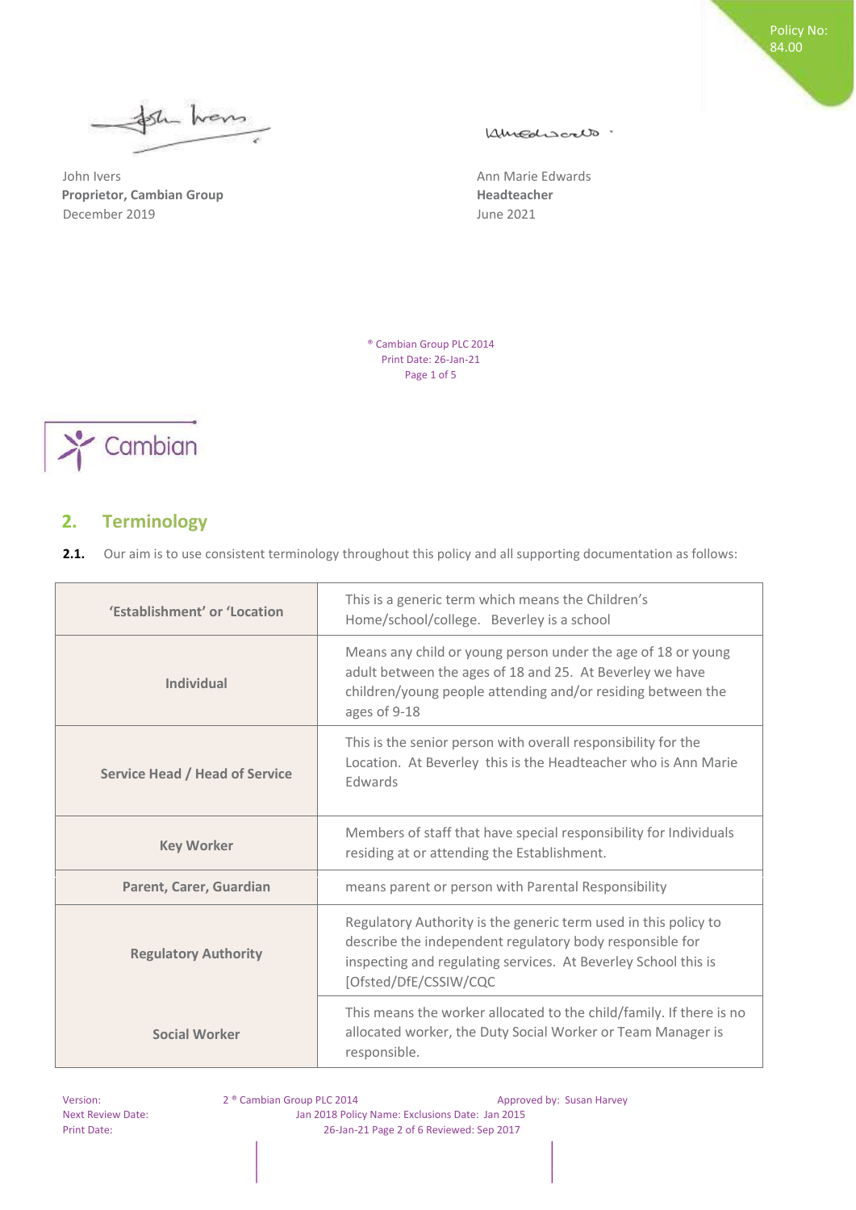John Ivers
**Proprietor, Cambian Group**
December 2019

Ann Marie Edwards
**Headteacher**
June 2021

## 2. Terminology

**2.1.** Our aim is to use consistent terminology throughout this policy and all supporting documentation as follows:

| | |
|---|---|
| **'Establishment' or 'Location** | This is a generic term which means the Children's Home/school/college. Beverley is a school |
| **Individual** | Means any child or young person under the age of 18 or young adult between the ages of 18 and 25. At Beverley we have children/young people attending and/or residing between the ages of 9-18 |
| **Service Head / Head of Service** | This is the senior person with overall responsibility for the Location. At Beverley this is the Headteacher who is Ann Marie Edwards |
| **Key Worker** | Members of staff that have special responsibility for Individuals residing at or attending the Establishment. |
| **Parent, Carer, Guardian** | means parent or person with Parental Responsibility |
| **Regulatory Authority** | Regulatory Authority is the generic term used in this policy to describe the independent regulatory body responsible for inspecting and regulating services. At Beverley School this is [Ofsted/DfE/CSSIW/CQC |
| **Social Worker** | This means the worker allocated to the child/family. If there is no allocated worker, the Duty Social Worker or Team Manager is responsible. |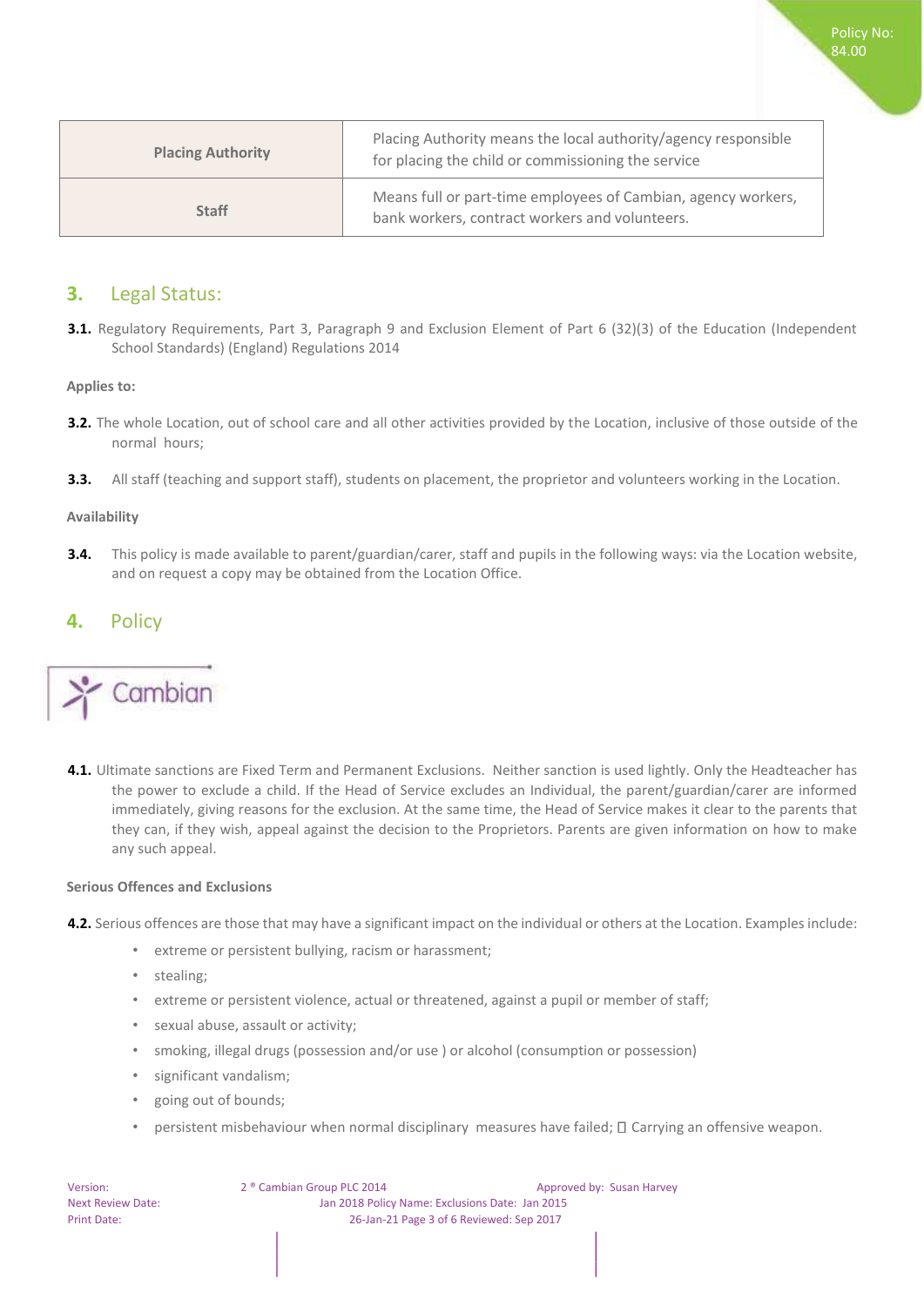| Placing Authority | Placing Authority means the local authority/agency responsible for placing the child or commissioning the service |
|---|---|
| Staff | Means full or part-time employees of Cambian, agency workers, bank workers, contract workers and volunteers. |

## 3. Legal Status:

**3.1.** Regulatory Requirements, Part 3, Paragraph 9 and Exclusion Element of Part 6 (32)(3) of the Education (Independent School Standards) (England) Regulations 2014

**Applies to:**

**3.2.** The whole Location, out of school care and all other activities provided by the Location, inclusive of those outside of the normal hours;

**3.3.** All staff (teaching and support staff), students on placement, the proprietor and volunteers working in the Location.

**Availability**

**3.4.** This policy is made available to parent/guardian/carer, staff and pupils in the following ways: via the Location website, and on request a copy may be obtained from the Location Office.

## 4. Policy

**4.1.** Ultimate sanctions are Fixed Term and Permanent Exclusions. Neither sanction is used lightly. Only the Headteacher has the power to exclude a child. If the Head of Service excludes an Individual, the parent/guardian/carer are informed immediately, giving reasons for the exclusion. At the same time, the Head of Service makes it clear to the parents that they can, if they wish, appeal against the decision to the Proprietors. Parents are given information on how to make any such appeal.

**Serious Offences and Exclusions**

**4.2.** Serious offences are those that may have a significant impact on the individual or others at the Location. Examples include:

- extreme or persistent bullying, racism or harassment;
- stealing;
- extreme or persistent violence, actual or threatened, against a pupil or member of staff;
- sexual abuse, assault or activity;
- smoking, illegal drugs (possession and/or use ) or alcohol (consumption or possession)
- significant vandalism;
- going out of bounds;
- persistent misbehaviour when normal disciplinary measures have failed;  Carrying an offensive weapon.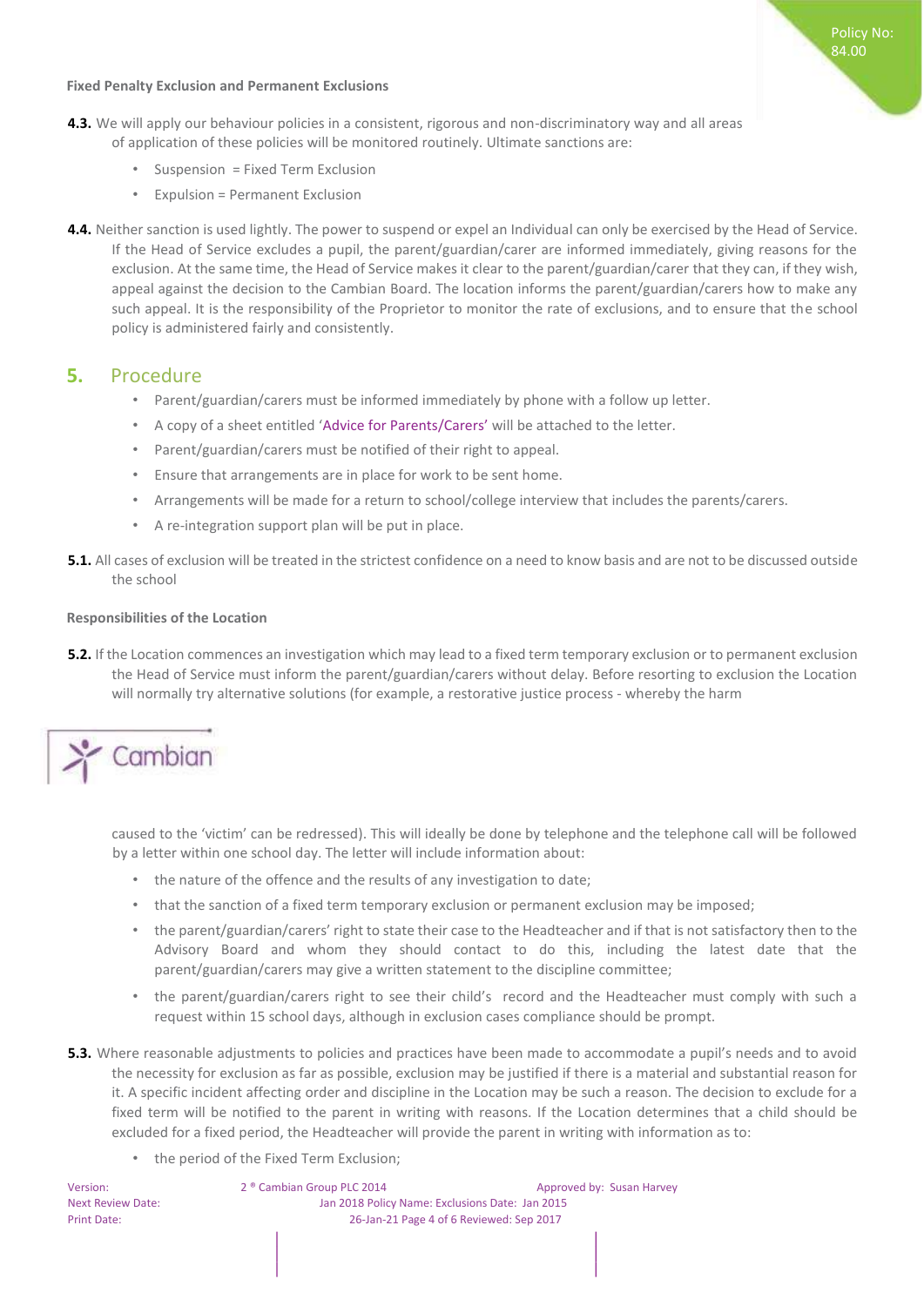**Fixed Penalty Exclusion and Permanent Exclusions**

**4.3.** We will apply our behaviour policies in a consistent, rigorous and non-discriminatory way and all areas of application of these policies will be monitored routinely. Ultimate sanctions are:

- Suspension = Fixed Term Exclusion
- Expulsion = Permanent Exclusion

**4.4.** Neither sanction is used lightly. The power to suspend or expel an Individual can only be exercised by the Head of Service. If the Head of Service excludes a pupil, the parent/guardian/carer are informed immediately, giving reasons for the exclusion. At the same time, the Head of Service makes it clear to the parent/guardian/carer that they can, if they wish, appeal against the decision to the Cambian Board. The location informs the parent/guardian/carers how to make any such appeal. It is the responsibility of the Proprietor to monitor the rate of exclusions, and to ensure that the school policy is administered fairly and consistently.

## 5. Procedure

- Parent/guardian/carers must be informed immediately by phone with a follow up letter.
- A copy of a sheet entitled 'Advice for Parents/Carers' will be attached to the letter.
- Parent/guardian/carers must be notified of their right to appeal.
- Ensure that arrangements are in place for work to be sent home.
- Arrangements will be made for a return to school/college interview that includes the parents/carers.
- A re-integration support plan will be put in place.

**5.1.** All cases of exclusion will be treated in the strictest confidence on a need to know basis and are not to be discussed outside the school

**Responsibilities of the Location**

**5.2.** If the Location commences an investigation which may lead to a fixed term temporary exclusion or to permanent exclusion the Head of Service must inform the parent/guardian/carers without delay. Before resorting to exclusion the Location will normally try alternative solutions (for example, a restorative justice process - whereby the harm caused to the 'victim' can be redressed). This will ideally be done by telephone and the telephone call will be followed by a letter within one school day. The letter will include information about:

- the nature of the offence and the results of any investigation to date;
- that the sanction of a fixed term temporary exclusion or permanent exclusion may be imposed;
- the parent/guardian/carers' right to state their case to the Headteacher and if that is not satisfactory then to the Advisory Board and whom they should contact to do this, including the latest date that the parent/guardian/carers may give a written statement to the discipline committee;
- the parent/guardian/carers right to see their child's record and the Headteacher must comply with such a request within 15 school days, although in exclusion cases compliance should be prompt.

**5.3.** Where reasonable adjustments to policies and practices have been made to accommodate a pupil's needs and to avoid the necessity for exclusion as far as possible, exclusion may be justified if there is a material and substantial reason for it. A specific incident affecting order and discipline in the Location may be such a reason. The decision to exclude for a fixed term will be notified to the parent in writing with reasons. If the Location determines that a child should be excluded for a fixed period, the Headteacher will provide the parent in writing with information as to:

- the period of the Fixed Term Exclusion;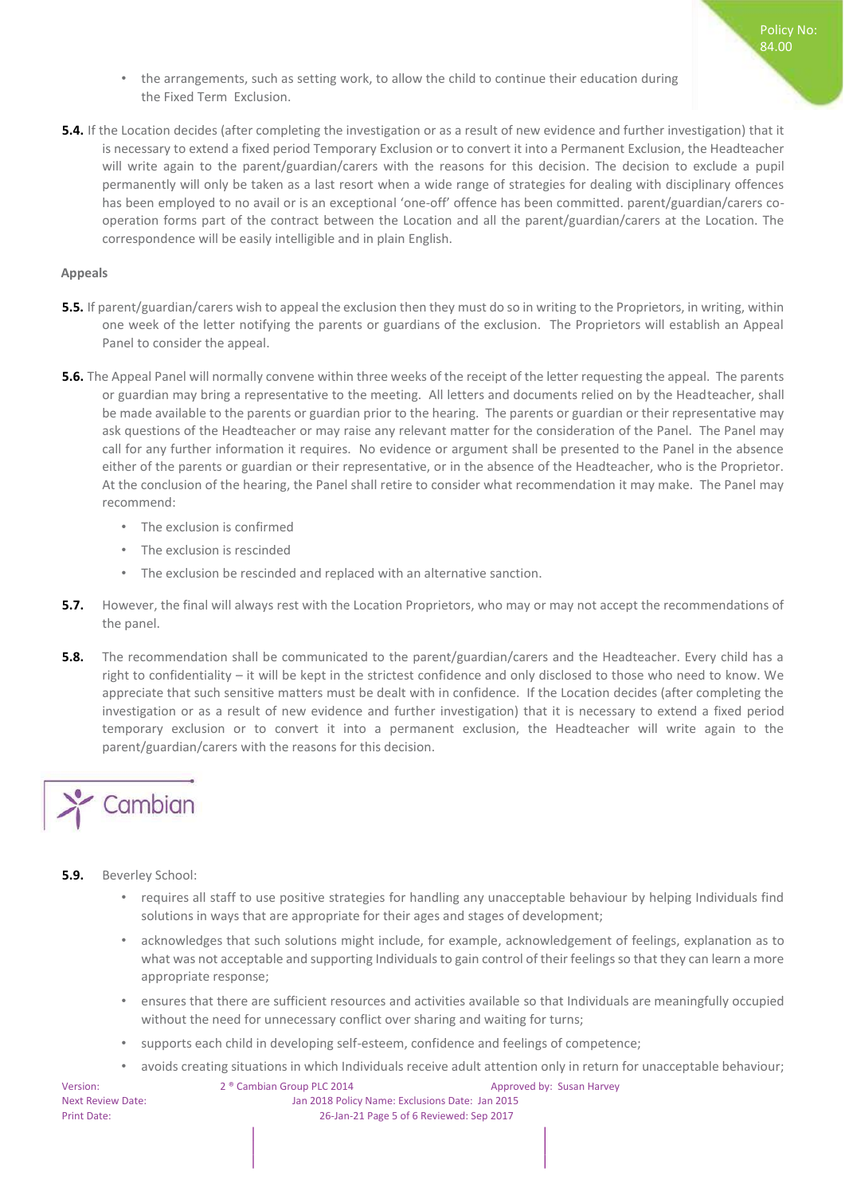- the arrangements, such as setting work, to allow the child to continue their education during the Fixed Term Exclusion.

**5.4.** If the Location decides (after completing the investigation or as a result of new evidence and further investigation) that it is necessary to extend a fixed period Temporary Exclusion or to convert it into a Permanent Exclusion, the Headteacher will write again to the parent/guardian/carers with the reasons for this decision. The decision to exclude a pupil permanently will only be taken as a last resort when a wide range of strategies for dealing with disciplinary offences has been employed to no avail or is an exceptional 'one-off' offence has been committed. parent/guardian/carers co-operation forms part of the contract between the Location and all the parent/guardian/carers at the Location. The correspondence will be easily intelligible and in plain English.

**Appeals**

**5.5.** If parent/guardian/carers wish to appeal the exclusion then they must do so in writing to the Proprietors, in writing, within one week of the letter notifying the parents or guardians of the exclusion. The Proprietors will establish an Appeal Panel to consider the appeal.

**5.6.** The Appeal Panel will normally convene within three weeks of the receipt of the letter requesting the appeal. The parents or guardian may bring a representative to the meeting. All letters and documents relied on by the Headteacher, shall be made available to the parents or guardian prior to the hearing. The parents or guardian or their representative may ask questions of the Headteacher or may raise any relevant matter for the consideration of the Panel. The Panel may call for any further information it requires. No evidence or argument shall be presented to the Panel in the absence either of the parents or guardian or their representative, or in the absence of the Headteacher, who is the Proprietor. At the conclusion of the hearing, the Panel shall retire to consider what recommendation it may make. The Panel may recommend:

- The exclusion is confirmed
- The exclusion is rescinded
- The exclusion be rescinded and replaced with an alternative sanction.

**5.7.** However, the final will always rest with the Location Proprietors, who may or may not accept the recommendations of the panel.

**5.8.** The recommendation shall be communicated to the parent/guardian/carers and the Headteacher. Every child has a right to confidentiality – it will be kept in the strictest confidence and only disclosed to those who need to know. We appreciate that such sensitive matters must be dealt with in confidence. If the Location decides (after completing the investigation or as a result of new evidence and further investigation) that it is necessary to extend a fixed period temporary exclusion or to convert it into a permanent exclusion, the Headteacher will write again to the parent/guardian/carers with the reasons for this decision.

**5.9.** Beverley School:

- requires all staff to use positive strategies for handling any unacceptable behaviour by helping Individuals find solutions in ways that are appropriate for their ages and stages of development;
- acknowledges that such solutions might include, for example, acknowledgement of feelings, explanation as to what was not acceptable and supporting Individuals to gain control of their feelings so that they can learn a more appropriate response;
- ensures that there are sufficient resources and activities available so that Individuals are meaningfully occupied without the need for unnecessary conflict over sharing and waiting for turns;
- supports each child in developing self-esteem, confidence and feelings of competence;
- avoids creating situations in which Individuals receive adult attention only in return for unacceptable behaviour;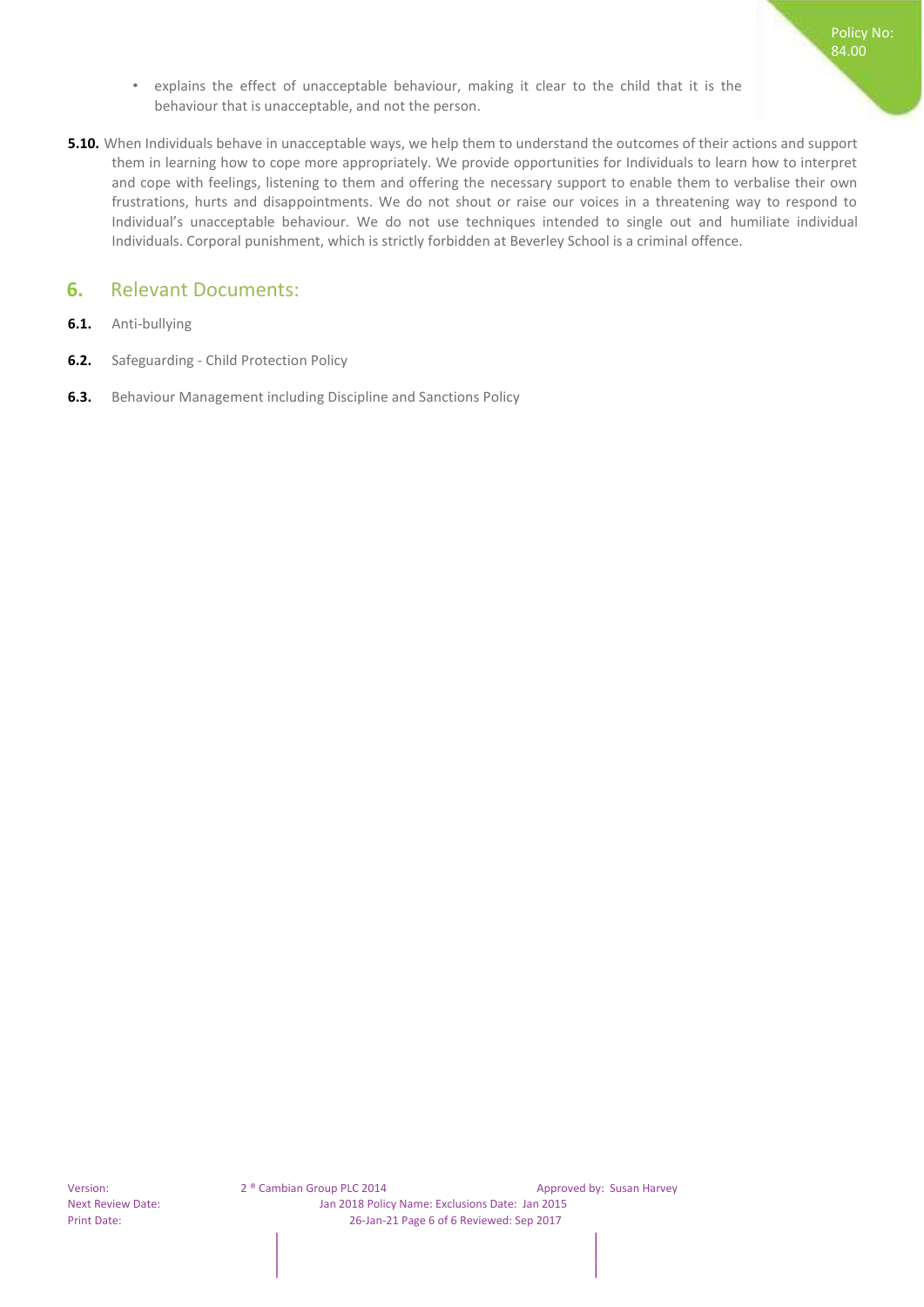- explains the effect of unacceptable behaviour, making it clear to the child that it is the behaviour that is unacceptable, and not the person.

**5.10.** When Individuals behave in unacceptable ways, we help them to understand the outcomes of their actions and support them in learning how to cope more appropriately. We provide opportunities for Individuals to learn how to interpret and cope with feelings, listening to them and offering the necessary support to enable them to verbalise their own frustrations, hurts and disappointments. We do not shout or raise our voices in a threatening way to respond to Individual's unacceptable behaviour. We do not use techniques intended to single out and humiliate individual Individuals. Corporal punishment, which is strictly forbidden at Beverley School is a criminal offence.

## 6. Relevant Documents:

**6.1.** Anti-bullying

**6.2.** Safeguarding - Child Protection Policy

**6.3.** Behaviour Management including Discipline and Sanctions Policy